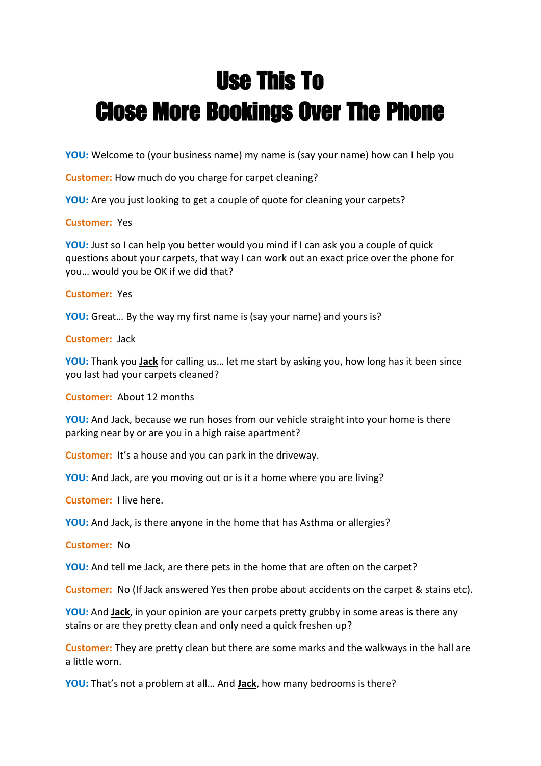# Use This To
# Close More Bookings Over The Phone

**YOU:** Welcome to (your business name) my name is (say your name) how can I help you

**Customer:** How much do you charge for carpet cleaning?

**YOU:** Are you just looking to get a couple of quote for cleaning your carpets?

**Customer:** Yes

**YOU:** Just so I can help you better would you mind if I can ask you a couple of quick questions about your carpets, that way I can work out an exact price over the phone for you… would you be OK if we did that?

**Customer:** Yes

**YOU:** Great… By the way my first name is (say your name) and yours is?

**Customer:** Jack

**YOU:** Thank you **Jack** for calling us… let me start by asking you, how long has it been since you last had your carpets cleaned?

**Customer:** About 12 months

**YOU:** And Jack, because we run hoses from our vehicle straight into your home is there parking near by or are you in a high raise apartment?

**Customer:** It's a house and you can park in the driveway.

**YOU:** And Jack, are you moving out or is it a home where you are living?

**Customer:** I live here.

**YOU:** And Jack, is there anyone in the home that has Asthma or allergies?

**Customer:** No

**YOU:** And tell me Jack, are there pets in the home that are often on the carpet?

**Customer:** No (If Jack answered Yes then probe about accidents on the carpet & stains etc).

**YOU:** And **Jack**, in your opinion are your carpets pretty grubby in some areas is there any stains or are they pretty clean and only need a quick freshen up?

**Customer:** They are pretty clean but there are some marks and the walkways in the hall are a little worn.

**YOU:** That's not a problem at all… And **Jack**, how many bedrooms is there?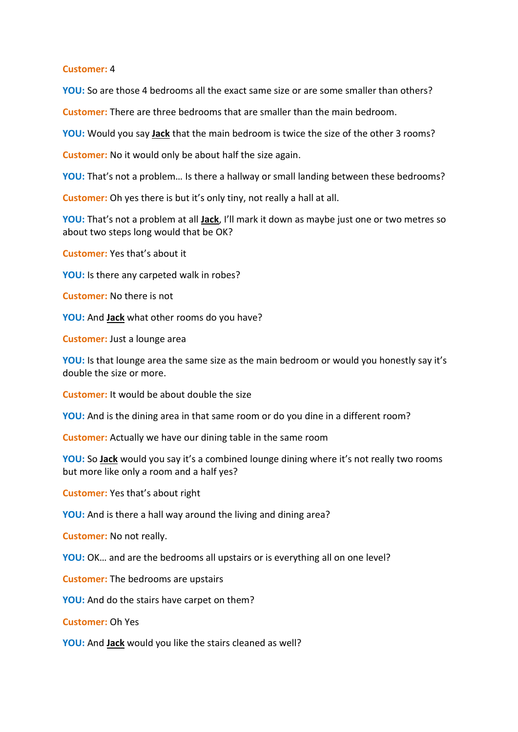**Customer:** 4

**YOU:** So are those 4 bedrooms all the exact same size or are some smaller than others?

**Customer:** There are three bedrooms that are smaller than the main bedroom.

**YOU:** Would you say **Jack** that the main bedroom is twice the size of the other 3 rooms?

**Customer:** No it would only be about half the size again.

**YOU:** That's not a problem… Is there a hallway or small landing between these bedrooms?

**Customer:** Oh yes there is but it's only tiny, not really a hall at all.

**YOU:** That's not a problem at all **Jack**, I'll mark it down as maybe just one or two metres so about two steps long would that be OK?

**Customer:** Yes that's about it

**YOU:** Is there any carpeted walk in robes?

**Customer:** No there is not

**YOU:** And **Jack** what other rooms do you have?

**Customer:** Just a lounge area

**YOU:** Is that lounge area the same size as the main bedroom or would you honestly say it's double the size or more.

**Customer:** It would be about double the size

**YOU:** And is the dining area in that same room or do you dine in a different room?

**Customer:** Actually we have our dining table in the same room

**YOU:** So **Jack** would you say it's a combined lounge dining where it's not really two rooms but more like only a room and a half yes?

**Customer:** Yes that's about right

**YOU:** And is there a hall way around the living and dining area?

**Customer:** No not really.

**YOU:** OK… and are the bedrooms all upstairs or is everything all on one level?

**Customer:** The bedrooms are upstairs

**YOU:** And do the stairs have carpet on them?

**Customer:** Oh Yes

**YOU:** And **Jack** would you like the stairs cleaned as well?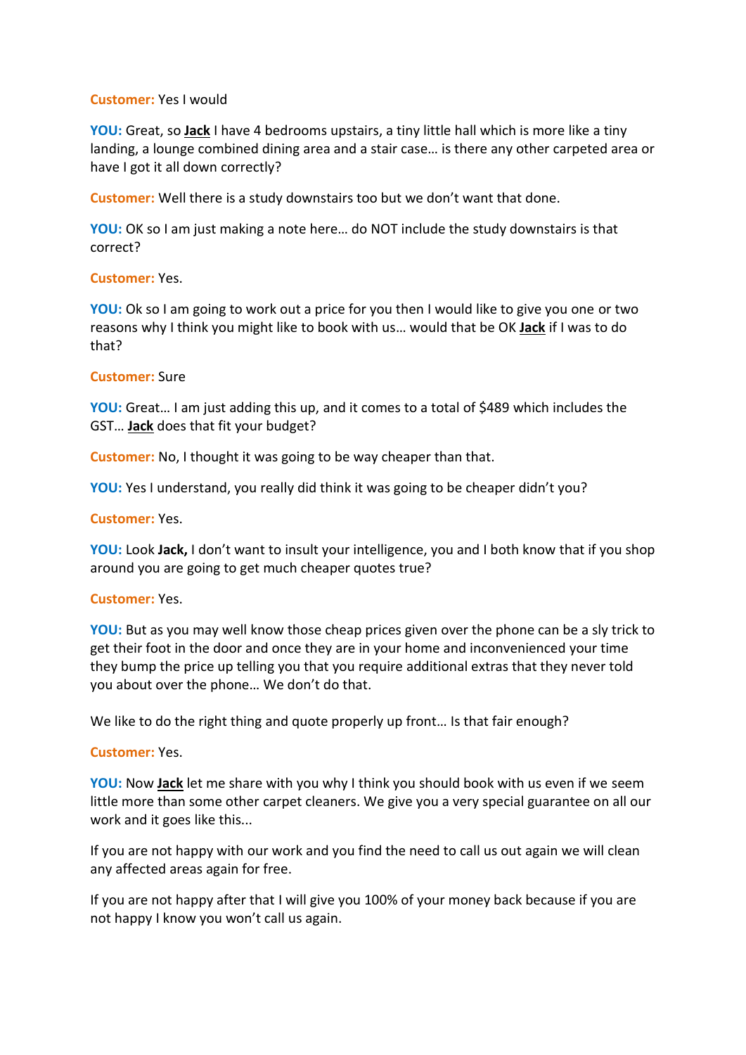**Customer:** Yes I would

**YOU:** Great, so **Jack** I have 4 bedrooms upstairs, a tiny little hall which is more like a tiny landing, a lounge combined dining area and a stair case… is there any other carpeted area or have I got it all down correctly?

**Customer:** Well there is a study downstairs too but we don't want that done.

**YOU:** OK so I am just making a note here… do NOT include the study downstairs is that correct?

**Customer:** Yes.

**YOU:** Ok so I am going to work out a price for you then I would like to give you one or two reasons why I think you might like to book with us… would that be OK **Jack** if I was to do that?

**Customer:** Sure

**YOU:** Great… I am just adding this up, and it comes to a total of $489 which includes the GST… **Jack** does that fit your budget?

**Customer:** No, I thought it was going to be way cheaper than that.

**YOU:** Yes I understand, you really did think it was going to be cheaper didn't you?

**Customer:** Yes.

**YOU:** Look **Jack,** I don't want to insult your intelligence, you and I both know that if you shop around you are going to get much cheaper quotes true?

**Customer:** Yes.

**YOU:** But as you may well know those cheap prices given over the phone can be a sly trick to get their foot in the door and once they are in your home and inconvenienced your time they bump the price up telling you that you require additional extras that they never told you about over the phone… We don't do that.

We like to do the right thing and quote properly up front… Is that fair enough?

**Customer:** Yes.

**YOU:** Now **Jack** let me share with you why I think you should book with us even if we seem little more than some other carpet cleaners. We give you a very special guarantee on all our work and it goes like this...

If you are not happy with our work and you find the need to call us out again we will clean any affected areas again for free.

If you are not happy after that I will give you 100% of your money back because if you are not happy I know you won't call us again.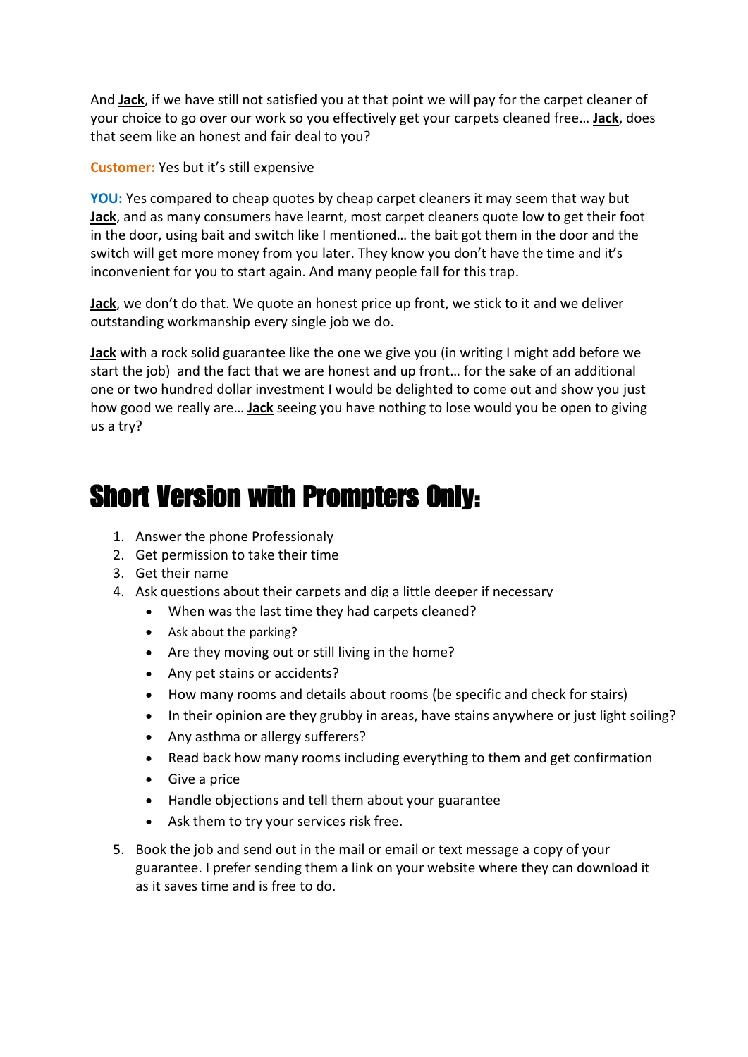And **Jack**, if we have still not satisfied you at that point we will pay for the carpet cleaner of your choice to go over our work so you effectively get your carpets cleaned free… **Jack**, does that seem like an honest and fair deal to you?

**Customer:** Yes but it's still expensive

**YOU:** Yes compared to cheap quotes by cheap carpet cleaners it may seem that way but **Jack**, and as many consumers have learnt, most carpet cleaners quote low to get their foot in the door, using bait and switch like I mentioned… the bait got them in the door and the switch will get more money from you later. They know you don't have the time and it's inconvenient for you to start again. And many people fall for this trap.

**Jack**, we don't do that. We quote an honest price up front, we stick to it and we deliver outstanding workmanship every single job we do.

**Jack** with a rock solid guarantee like the one we give you (in writing I might add before we start the job) and the fact that we are honest and up front… for the sake of an additional one or two hundred dollar investment I would be delighted to come out and show you just how good we really are… **Jack** seeing you have nothing to lose would you be open to giving us a try?

# Short Version with Prompters Only:

1. Answer the phone Professionaly
2. Get permission to take their time
3. Get their name
4. Ask questions about their carpets and dig a little deeper if necessary
    - When was the last time they had carpets cleaned?
    - Ask about the parking?
    - Are they moving out or still living in the home?
    - Any pet stains or accidents?
    - How many rooms and details about rooms (be specific and check for stairs)
    - In their opinion are they grubby in areas, have stains anywhere or just light soiling?
    - Any asthma or allergy sufferers?
    - Read back how many rooms including everything to them and get confirmation
    - Give a price
    - Handle objections and tell them about your guarantee
    - Ask them to try your services risk free.
5. Book the job and send out in the mail or email or text message a copy of your guarantee. I prefer sending them a link on your website where they can download it as it saves time and is free to do.